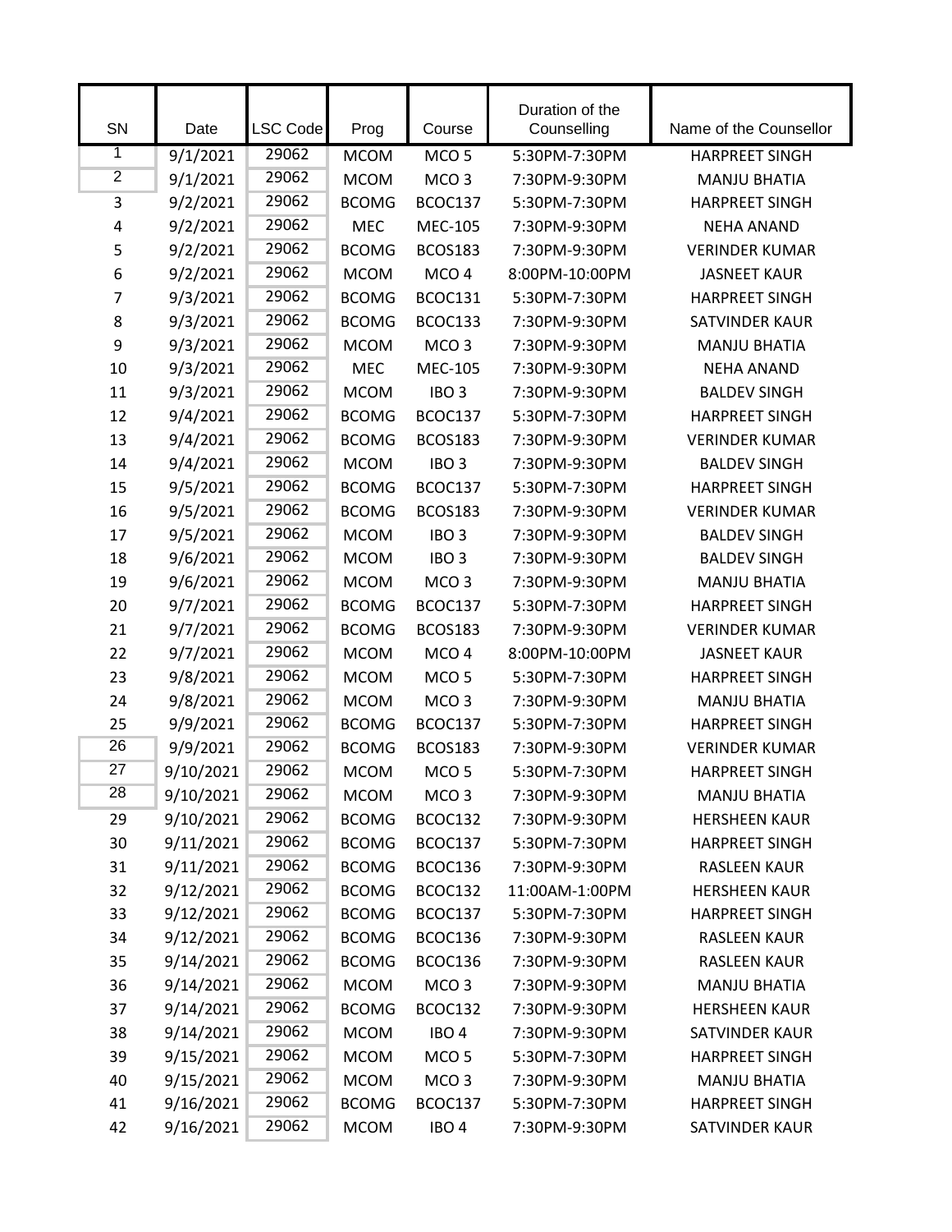| SN | Date | LSC Code | Prog | Course | Duration of the Counselling | Name of the Counsellor |
|---|---|---|---|---|---|---|
| 1 | 9/1/2021 | 29062 | MCOM | MCO 5 | 5:30PM-7:30PM | HARPREET SINGH |
| 2 | 9/1/2021 | 29062 | MCOM | MCO 3 | 7:30PM-9:30PM | MANJU BHATIA |
| 3 | 9/2/2021 | 29062 | BCOMG | BCOC137 | 5:30PM-7:30PM | HARPREET SINGH |
| 4 | 9/2/2021 | 29062 | MEC | MEC-105 | 7:30PM-9:30PM | NEHA ANAND |
| 5 | 9/2/2021 | 29062 | BCOMG | BCOS183 | 7:30PM-9:30PM | VERINDER KUMAR |
| 6 | 9/2/2021 | 29062 | MCOM | MCO 4 | 8:00PM-10:00PM | JASNEET KAUR |
| 7 | 9/3/2021 | 29062 | BCOMG | BCOC131 | 5:30PM-7:30PM | HARPREET SINGH |
| 8 | 9/3/2021 | 29062 | BCOMG | BCOC133 | 7:30PM-9:30PM | SATVINDER KAUR |
| 9 | 9/3/2021 | 29062 | MCOM | MCO 3 | 7:30PM-9:30PM | MANJU BHATIA |
| 10 | 9/3/2021 | 29062 | MEC | MEC-105 | 7:30PM-9:30PM | NEHA ANAND |
| 11 | 9/3/2021 | 29062 | MCOM | IBO 3 | 7:30PM-9:30PM | BALDEV SINGH |
| 12 | 9/4/2021 | 29062 | BCOMG | BCOC137 | 5:30PM-7:30PM | HARPREET SINGH |
| 13 | 9/4/2021 | 29062 | BCOMG | BCOS183 | 7:30PM-9:30PM | VERINDER KUMAR |
| 14 | 9/4/2021 | 29062 | MCOM | IBO 3 | 7:30PM-9:30PM | BALDEV SINGH |
| 15 | 9/5/2021 | 29062 | BCOMG | BCOC137 | 5:30PM-7:30PM | HARPREET SINGH |
| 16 | 9/5/2021 | 29062 | BCOMG | BCOS183 | 7:30PM-9:30PM | VERINDER KUMAR |
| 17 | 9/5/2021 | 29062 | MCOM | IBO 3 | 7:30PM-9:30PM | BALDEV SINGH |
| 18 | 9/6/2021 | 29062 | MCOM | IBO 3 | 7:30PM-9:30PM | BALDEV SINGH |
| 19 | 9/6/2021 | 29062 | MCOM | MCO 3 | 7:30PM-9:30PM | MANJU BHATIA |
| 20 | 9/7/2021 | 29062 | BCOMG | BCOC137 | 5:30PM-7:30PM | HARPREET SINGH |
| 21 | 9/7/2021 | 29062 | BCOMG | BCOS183 | 7:30PM-9:30PM | VERINDER KUMAR |
| 22 | 9/7/2021 | 29062 | MCOM | MCO 4 | 8:00PM-10:00PM | JASNEET KAUR |
| 23 | 9/8/2021 | 29062 | MCOM | MCO 5 | 5:30PM-7:30PM | HARPREET SINGH |
| 24 | 9/8/2021 | 29062 | MCOM | MCO 3 | 7:30PM-9:30PM | MANJU BHATIA |
| 25 | 9/9/2021 | 29062 | BCOMG | BCOC137 | 5:30PM-7:30PM | HARPREET SINGH |
| 26 | 9/9/2021 | 29062 | BCOMG | BCOS183 | 7:30PM-9:30PM | VERINDER KUMAR |
| 27 | 9/10/2021 | 29062 | MCOM | MCO 5 | 5:30PM-7:30PM | HARPREET SINGH |
| 28 | 9/10/2021 | 29062 | MCOM | MCO 3 | 7:30PM-9:30PM | MANJU BHATIA |
| 29 | 9/10/2021 | 29062 | BCOMG | BCOC132 | 7:30PM-9:30PM | HERSHEEN KAUR |
| 30 | 9/11/2021 | 29062 | BCOMG | BCOC137 | 5:30PM-7:30PM | HARPREET SINGH |
| 31 | 9/11/2021 | 29062 | BCOMG | BCOC136 | 7:30PM-9:30PM | RASLEEN KAUR |
| 32 | 9/12/2021 | 29062 | BCOMG | BCOC132 | 11:00AM-1:00PM | HERSHEEN KAUR |
| 33 | 9/12/2021 | 29062 | BCOMG | BCOC137 | 5:30PM-7:30PM | HARPREET SINGH |
| 34 | 9/12/2021 | 29062 | BCOMG | BCOC136 | 7:30PM-9:30PM | RASLEEN KAUR |
| 35 | 9/14/2021 | 29062 | BCOMG | BCOC136 | 7:30PM-9:30PM | RASLEEN KAUR |
| 36 | 9/14/2021 | 29062 | MCOM | MCO 3 | 7:30PM-9:30PM | MANJU BHATIA |
| 37 | 9/14/2021 | 29062 | BCOMG | BCOC132 | 7:30PM-9:30PM | HERSHEEN KAUR |
| 38 | 9/14/2021 | 29062 | MCOM | IBO 4 | 7:30PM-9:30PM | SATVINDER KAUR |
| 39 | 9/15/2021 | 29062 | MCOM | MCO 5 | 5:30PM-7:30PM | HARPREET SINGH |
| 40 | 9/15/2021 | 29062 | MCOM | MCO 3 | 7:30PM-9:30PM | MANJU BHATIA |
| 41 | 9/16/2021 | 29062 | BCOMG | BCOC137 | 5:30PM-7:30PM | HARPREET SINGH |
| 42 | 9/16/2021 | 29062 | MCOM | IBO 4 | 7:30PM-9:30PM | SATVINDER KAUR |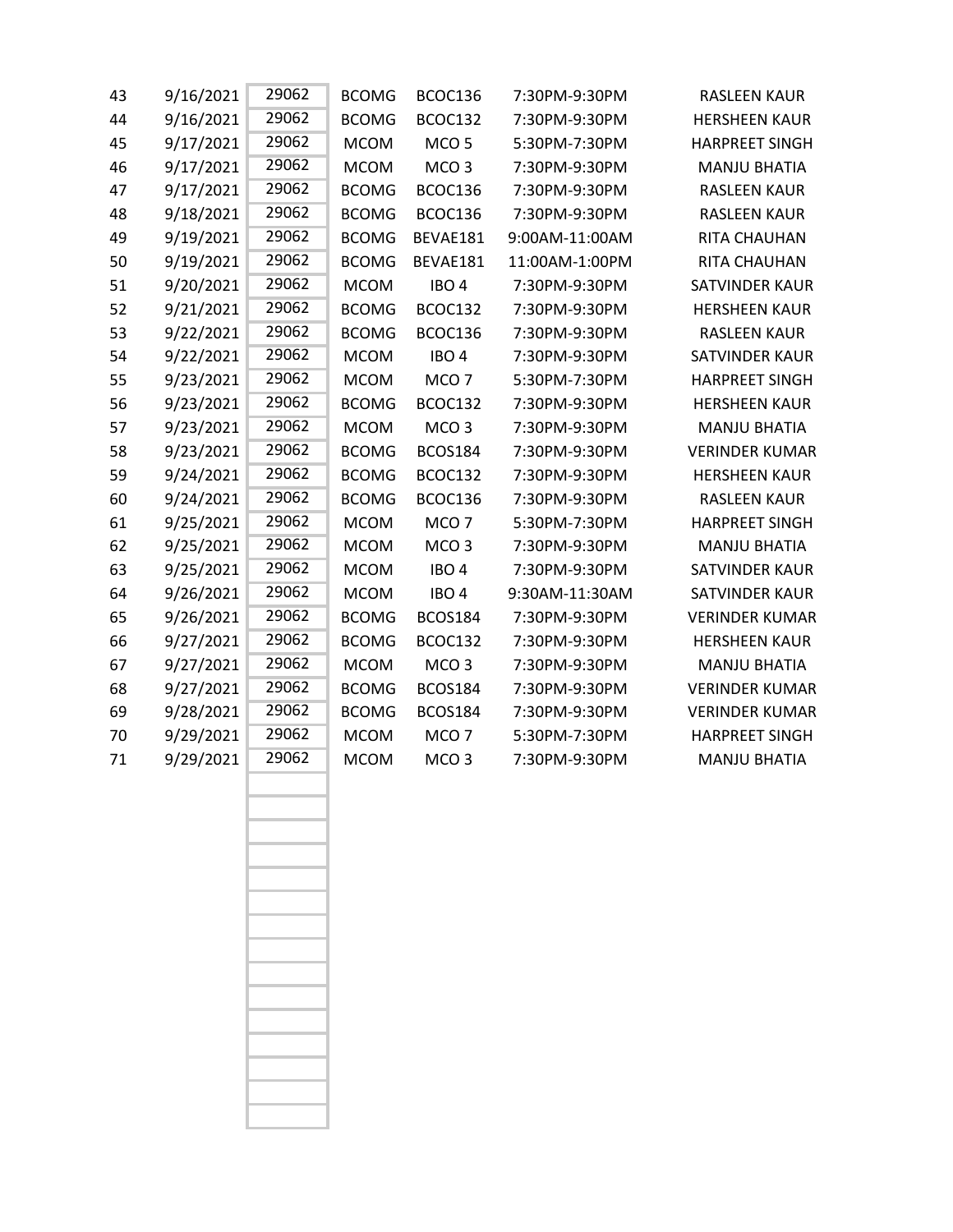| | | | | | | |
|---|---|---|---|---|---|---|
| 43 | 9/16/2021 | 29062 | BCOMG | BCOC136 | 7:30PM-9:30PM | RASLEEN KAUR |
| 44 | 9/16/2021 | 29062 | BCOMG | BCOC132 | 7:30PM-9:30PM | HERSHEEN KAUR |
| 45 | 9/17/2021 | 29062 | MCOM | MCO 5 | 5:30PM-7:30PM | HARPREET SINGH |
| 46 | 9/17/2021 | 29062 | MCOM | MCO 3 | 7:30PM-9:30PM | MANJU BHATIA |
| 47 | 9/17/2021 | 29062 | BCOMG | BCOC136 | 7:30PM-9:30PM | RASLEEN KAUR |
| 48 | 9/18/2021 | 29062 | BCOMG | BCOC136 | 7:30PM-9:30PM | RASLEEN KAUR |
| 49 | 9/19/2021 | 29062 | BCOMG | BEVAE181 | 9:00AM-11:00AM | RITA CHAUHAN |
| 50 | 9/19/2021 | 29062 | BCOMG | BEVAE181 | 11:00AM-1:00PM | RITA CHAUHAN |
| 51 | 9/20/2021 | 29062 | MCOM | IBO 4 | 7:30PM-9:30PM | SATVINDER KAUR |
| 52 | 9/21/2021 | 29062 | BCOMG | BCOC132 | 7:30PM-9:30PM | HERSHEEN KAUR |
| 53 | 9/22/2021 | 29062 | BCOMG | BCOC136 | 7:30PM-9:30PM | RASLEEN KAUR |
| 54 | 9/22/2021 | 29062 | MCOM | IBO 4 | 7:30PM-9:30PM | SATVINDER KAUR |
| 55 | 9/23/2021 | 29062 | MCOM | MCO 7 | 5:30PM-7:30PM | HARPREET SINGH |
| 56 | 9/23/2021 | 29062 | BCOMG | BCOC132 | 7:30PM-9:30PM | HERSHEEN KAUR |
| 57 | 9/23/2021 | 29062 | MCOM | MCO 3 | 7:30PM-9:30PM | MANJU BHATIA |
| 58 | 9/23/2021 | 29062 | BCOMG | BCOS184 | 7:30PM-9:30PM | VERINDER KUMAR |
| 59 | 9/24/2021 | 29062 | BCOMG | BCOC132 | 7:30PM-9:30PM | HERSHEEN KAUR |
| 60 | 9/24/2021 | 29062 | BCOMG | BCOC136 | 7:30PM-9:30PM | RASLEEN KAUR |
| 61 | 9/25/2021 | 29062 | MCOM | MCO 7 | 5:30PM-7:30PM | HARPREET SINGH |
| 62 | 9/25/2021 | 29062 | MCOM | MCO 3 | 7:30PM-9:30PM | MANJU BHATIA |
| 63 | 9/25/2021 | 29062 | MCOM | IBO 4 | 7:30PM-9:30PM | SATVINDER KAUR |
| 64 | 9/26/2021 | 29062 | MCOM | IBO 4 | 9:30AM-11:30AM | SATVINDER KAUR |
| 65 | 9/26/2021 | 29062 | BCOMG | BCOS184 | 7:30PM-9:30PM | VERINDER KUMAR |
| 66 | 9/27/2021 | 29062 | BCOMG | BCOC132 | 7:30PM-9:30PM | HERSHEEN KAUR |
| 67 | 9/27/2021 | 29062 | MCOM | MCO 3 | 7:30PM-9:30PM | MANJU BHATIA |
| 68 | 9/27/2021 | 29062 | BCOMG | BCOS184 | 7:30PM-9:30PM | VERINDER KUMAR |
| 69 | 9/28/2021 | 29062 | BCOMG | BCOS184 | 7:30PM-9:30PM | VERINDER KUMAR |
| 70 | 9/29/2021 | 29062 | MCOM | MCO 7 | 5:30PM-7:30PM | HARPREET SINGH |
| 71 | 9/29/2021 | 29062 | MCOM | MCO 3 | 7:30PM-9:30PM | MANJU BHATIA |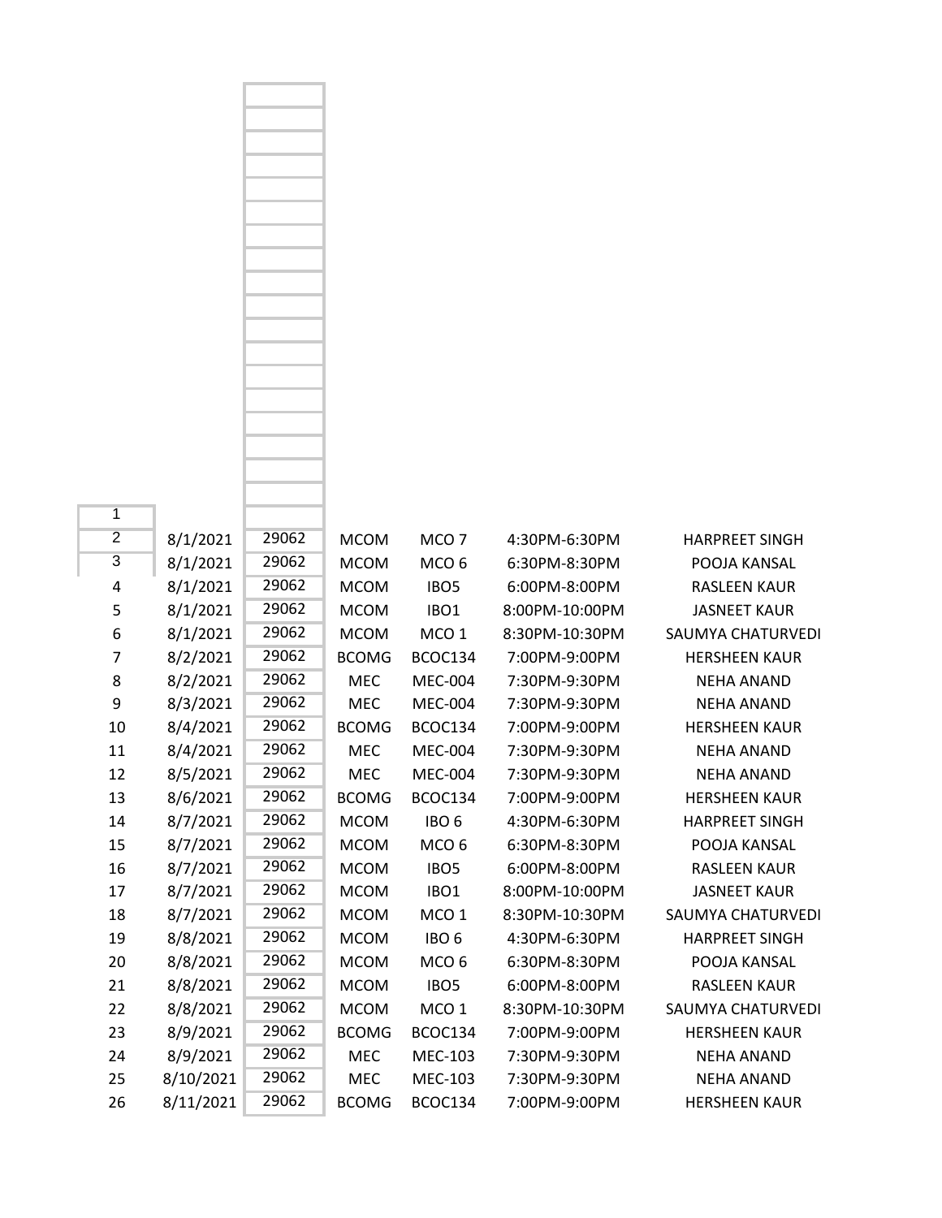| | | | | | | |
|---|---|---|---|---|---|---|
| 1 | | | | | | |
| 2 | 8/1/2021 | 29062 | MCOM | MCO 7 | 4:30PM-6:30PM | HARPREET SINGH |
| 3 | 8/1/2021 | 29062 | MCOM | MCO 6 | 6:30PM-8:30PM | POOJA KANSAL |
| 4 | 8/1/2021 | 29062 | MCOM | IBO5 | 6:00PM-8:00PM | RASLEEN KAUR |
| 5 | 8/1/2021 | 29062 | MCOM | IBO1 | 8:00PM-10:00PM | JASNEET KAUR |
| 6 | 8/1/2021 | 29062 | MCOM | MCO 1 | 8:30PM-10:30PM | SAUMYA CHATURVEDI |
| 7 | 8/2/2021 | 29062 | BCOMG | BCOC134 | 7:00PM-9:00PM | HERSHEEN KAUR |
| 8 | 8/2/2021 | 29062 | MEC | MEC-004 | 7:30PM-9:30PM | NEHA ANAND |
| 9 | 8/3/2021 | 29062 | MEC | MEC-004 | 7:30PM-9:30PM | NEHA ANAND |
| 10 | 8/4/2021 | 29062 | BCOMG | BCOC134 | 7:00PM-9:00PM | HERSHEEN KAUR |
| 11 | 8/4/2021 | 29062 | MEC | MEC-004 | 7:30PM-9:30PM | NEHA ANAND |
| 12 | 8/5/2021 | 29062 | MEC | MEC-004 | 7:30PM-9:30PM | NEHA ANAND |
| 13 | 8/6/2021 | 29062 | BCOMG | BCOC134 | 7:00PM-9:00PM | HERSHEEN KAUR |
| 14 | 8/7/2021 | 29062 | MCOM | IBO 6 | 4:30PM-6:30PM | HARPREET SINGH |
| 15 | 8/7/2021 | 29062 | MCOM | MCO 6 | 6:30PM-8:30PM | POOJA KANSAL |
| 16 | 8/7/2021 | 29062 | MCOM | IBO5 | 6:00PM-8:00PM | RASLEEN KAUR |
| 17 | 8/7/2021 | 29062 | MCOM | IBO1 | 8:00PM-10:00PM | JASNEET KAUR |
| 18 | 8/7/2021 | 29062 | MCOM | MCO 1 | 8:30PM-10:30PM | SAUMYA CHATURVEDI |
| 19 | 8/8/2021 | 29062 | MCOM | IBO 6 | 4:30PM-6:30PM | HARPREET SINGH |
| 20 | 8/8/2021 | 29062 | MCOM | MCO 6 | 6:30PM-8:30PM | POOJA KANSAL |
| 21 | 8/8/2021 | 29062 | MCOM | IBO5 | 6:00PM-8:00PM | RASLEEN KAUR |
| 22 | 8/8/2021 | 29062 | MCOM | MCO 1 | 8:30PM-10:30PM | SAUMYA CHATURVEDI |
| 23 | 8/9/2021 | 29062 | BCOMG | BCOC134 | 7:00PM-9:00PM | HERSHEEN KAUR |
| 24 | 8/9/2021 | 29062 | MEC | MEC-103 | 7:30PM-9:30PM | NEHA ANAND |
| 25 | 8/10/2021 | 29062 | MEC | MEC-103 | 7:30PM-9:30PM | NEHA ANAND |
| 26 | 8/11/2021 | 29062 | BCOMG | BCOC134 | 7:00PM-9:00PM | HERSHEEN KAUR |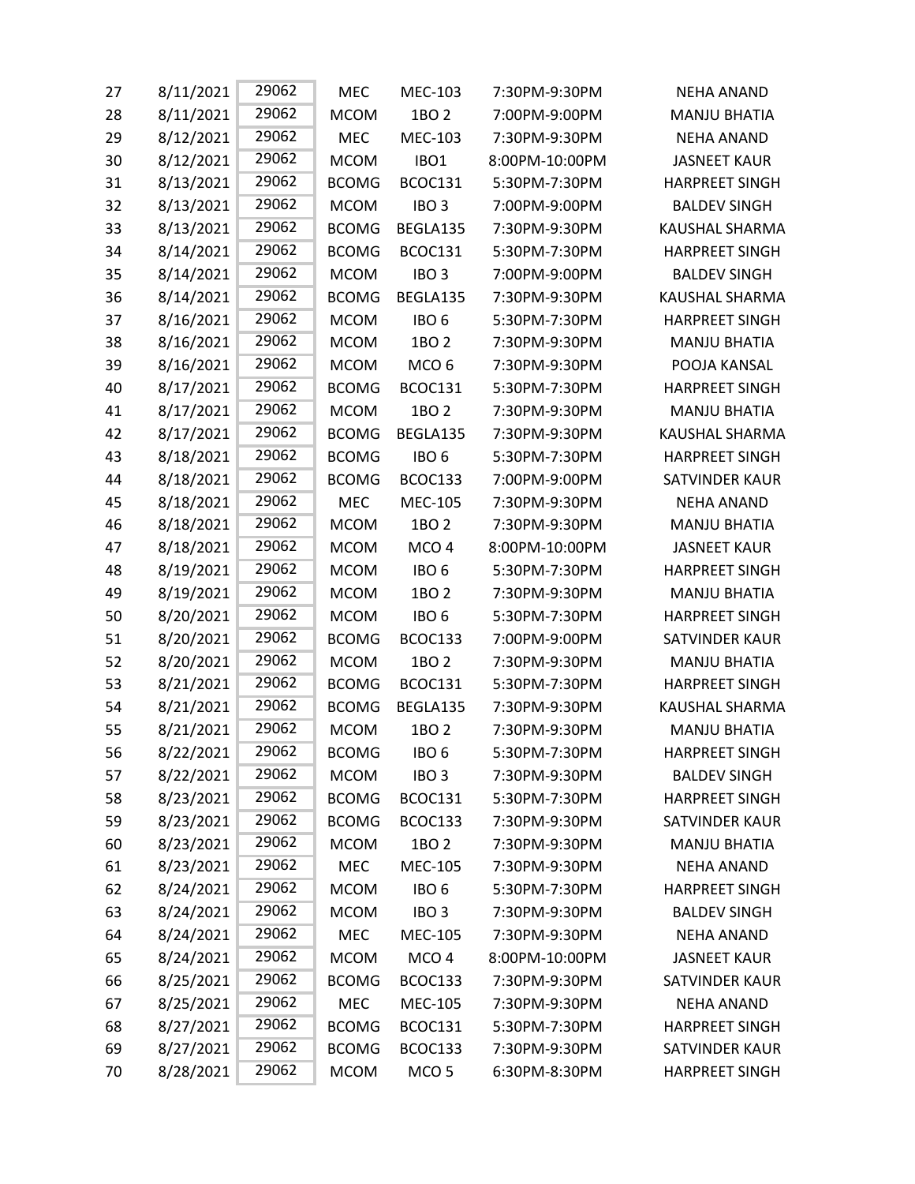| | | | | | | |
|---|---|---|---|---|---|---|
| 27 | 8/11/2021 | 29062 | MEC | MEC-103 | 7:30PM-9:30PM | NEHA ANAND |
| 28 | 8/11/2021 | 29062 | MCOM | 1BO 2 | 7:00PM-9:00PM | MANJU BHATIA |
| 29 | 8/12/2021 | 29062 | MEC | MEC-103 | 7:30PM-9:30PM | NEHA ANAND |
| 30 | 8/12/2021 | 29062 | MCOM | IBO1 | 8:00PM-10:00PM | JASNEET KAUR |
| 31 | 8/13/2021 | 29062 | BCOMG | BCOC131 | 5:30PM-7:30PM | HARPREET SINGH |
| 32 | 8/13/2021 | 29062 | MCOM | IBO 3 | 7:00PM-9:00PM | BALDEV SINGH |
| 33 | 8/13/2021 | 29062 | BCOMG | BEGLA135 | 7:30PM-9:30PM | KAUSHAL SHARMA |
| 34 | 8/14/2021 | 29062 | BCOMG | BCOC131 | 5:30PM-7:30PM | HARPREET SINGH |
| 35 | 8/14/2021 | 29062 | MCOM | IBO 3 | 7:00PM-9:00PM | BALDEV SINGH |
| 36 | 8/14/2021 | 29062 | BCOMG | BEGLA135 | 7:30PM-9:30PM | KAUSHAL SHARMA |
| 37 | 8/16/2021 | 29062 | MCOM | IBO 6 | 5:30PM-7:30PM | HARPREET SINGH |
| 38 | 8/16/2021 | 29062 | MCOM | 1BO 2 | 7:30PM-9:30PM | MANJU BHATIA |
| 39 | 8/16/2021 | 29062 | MCOM | MCO 6 | 7:30PM-9:30PM | POOJA KANSAL |
| 40 | 8/17/2021 | 29062 | BCOMG | BCOC131 | 5:30PM-7:30PM | HARPREET SINGH |
| 41 | 8/17/2021 | 29062 | MCOM | 1BO 2 | 7:30PM-9:30PM | MANJU BHATIA |
| 42 | 8/17/2021 | 29062 | BCOMG | BEGLA135 | 7:30PM-9:30PM | KAUSHAL SHARMA |
| 43 | 8/18/2021 | 29062 | BCOMG | IBO 6 | 5:30PM-7:30PM | HARPREET SINGH |
| 44 | 8/18/2021 | 29062 | BCOMG | BCOC133 | 7:00PM-9:00PM | SATVINDER KAUR |
| 45 | 8/18/2021 | 29062 | MEC | MEC-105 | 7:30PM-9:30PM | NEHA ANAND |
| 46 | 8/18/2021 | 29062 | MCOM | 1BO 2 | 7:30PM-9:30PM | MANJU BHATIA |
| 47 | 8/18/2021 | 29062 | MCOM | MCO 4 | 8:00PM-10:00PM | JASNEET KAUR |
| 48 | 8/19/2021 | 29062 | MCOM | IBO 6 | 5:30PM-7:30PM | HARPREET SINGH |
| 49 | 8/19/2021 | 29062 | MCOM | 1BO 2 | 7:30PM-9:30PM | MANJU BHATIA |
| 50 | 8/20/2021 | 29062 | MCOM | IBO 6 | 5:30PM-7:30PM | HARPREET SINGH |
| 51 | 8/20/2021 | 29062 | BCOMG | BCOC133 | 7:00PM-9:00PM | SATVINDER KAUR |
| 52 | 8/20/2021 | 29062 | MCOM | 1BO 2 | 7:30PM-9:30PM | MANJU BHATIA |
| 53 | 8/21/2021 | 29062 | BCOMG | BCOC131 | 5:30PM-7:30PM | HARPREET SINGH |
| 54 | 8/21/2021 | 29062 | BCOMG | BEGLA135 | 7:30PM-9:30PM | KAUSHAL SHARMA |
| 55 | 8/21/2021 | 29062 | MCOM | 1BO 2 | 7:30PM-9:30PM | MANJU BHATIA |
| 56 | 8/22/2021 | 29062 | BCOMG | IBO 6 | 5:30PM-7:30PM | HARPREET SINGH |
| 57 | 8/22/2021 | 29062 | MCOM | IBO 3 | 7:30PM-9:30PM | BALDEV SINGH |
| 58 | 8/23/2021 | 29062 | BCOMG | BCOC131 | 5:30PM-7:30PM | HARPREET SINGH |
| 59 | 8/23/2021 | 29062 | BCOMG | BCOC133 | 7:30PM-9:30PM | SATVINDER KAUR |
| 60 | 8/23/2021 | 29062 | MCOM | 1BO 2 | 7:30PM-9:30PM | MANJU BHATIA |
| 61 | 8/23/2021 | 29062 | MEC | MEC-105 | 7:30PM-9:30PM | NEHA ANAND |
| 62 | 8/24/2021 | 29062 | MCOM | IBO 6 | 5:30PM-7:30PM | HARPREET SINGH |
| 63 | 8/24/2021 | 29062 | MCOM | IBO 3 | 7:30PM-9:30PM | BALDEV SINGH |
| 64 | 8/24/2021 | 29062 | MEC | MEC-105 | 7:30PM-9:30PM | NEHA ANAND |
| 65 | 8/24/2021 | 29062 | MCOM | MCO 4 | 8:00PM-10:00PM | JASNEET KAUR |
| 66 | 8/25/2021 | 29062 | BCOMG | BCOC133 | 7:30PM-9:30PM | SATVINDER KAUR |
| 67 | 8/25/2021 | 29062 | MEC | MEC-105 | 7:30PM-9:30PM | NEHA ANAND |
| 68 | 8/27/2021 | 29062 | BCOMG | BCOC131 | 5:30PM-7:30PM | HARPREET SINGH |
| 69 | 8/27/2021 | 29062 | BCOMG | BCOC133 | 7:30PM-9:30PM | SATVINDER KAUR |
| 70 | 8/28/2021 | 29062 | MCOM | MCO 5 | 6:30PM-8:30PM | HARPREET SINGH |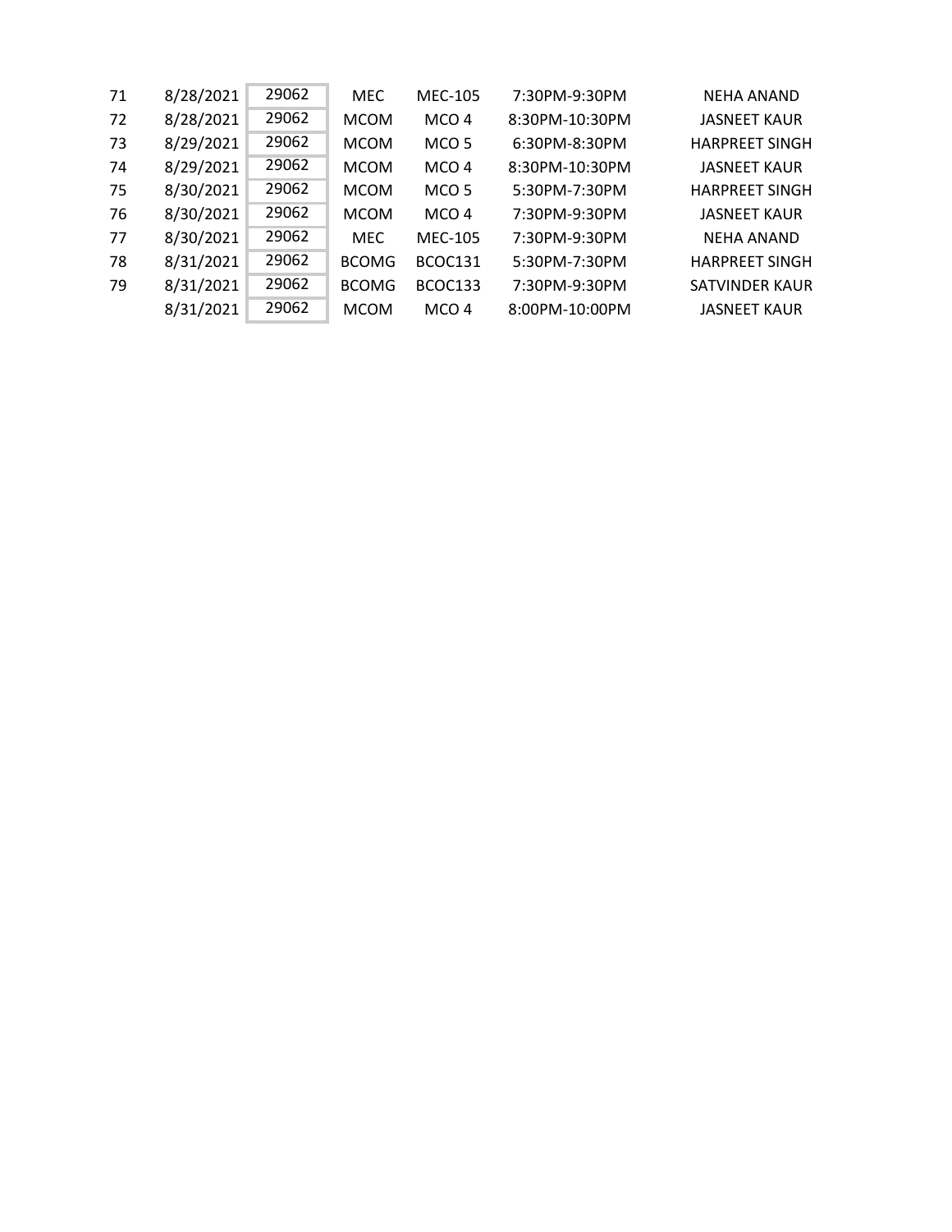| | | | | | | |
|---|---|---|---|---|---|---|
| 71 | 8/28/2021 | 29062 | MEC | MEC-105 | 7:30PM-9:30PM | NEHA ANAND |
| 72 | 8/28/2021 | 29062 | MCOM | MCO 4 | 8:30PM-10:30PM | JASNEET KAUR |
| 73 | 8/29/2021 | 29062 | MCOM | MCO 5 | 6:30PM-8:30PM | HARPREET SINGH |
| 74 | 8/29/2021 | 29062 | MCOM | MCO 4 | 8:30PM-10:30PM | JASNEET KAUR |
| 75 | 8/30/2021 | 29062 | MCOM | MCO 5 | 5:30PM-7:30PM | HARPREET SINGH |
| 76 | 8/30/2021 | 29062 | MCOM | MCO 4 | 7:30PM-9:30PM | JASNEET KAUR |
| 77 | 8/30/2021 | 29062 | MEC | MEC-105 | 7:30PM-9:30PM | NEHA ANAND |
| 78 | 8/31/2021 | 29062 | BCOMG | BCOC131 | 5:30PM-7:30PM | HARPREET SINGH |
| 79 | 8/31/2021 | 29062 | BCOMG | BCOC133 | 7:30PM-9:30PM | SATVINDER KAUR |
| | 8/31/2021 | 29062 | MCOM | MCO 4 | 8:00PM-10:00PM | JASNEET KAUR |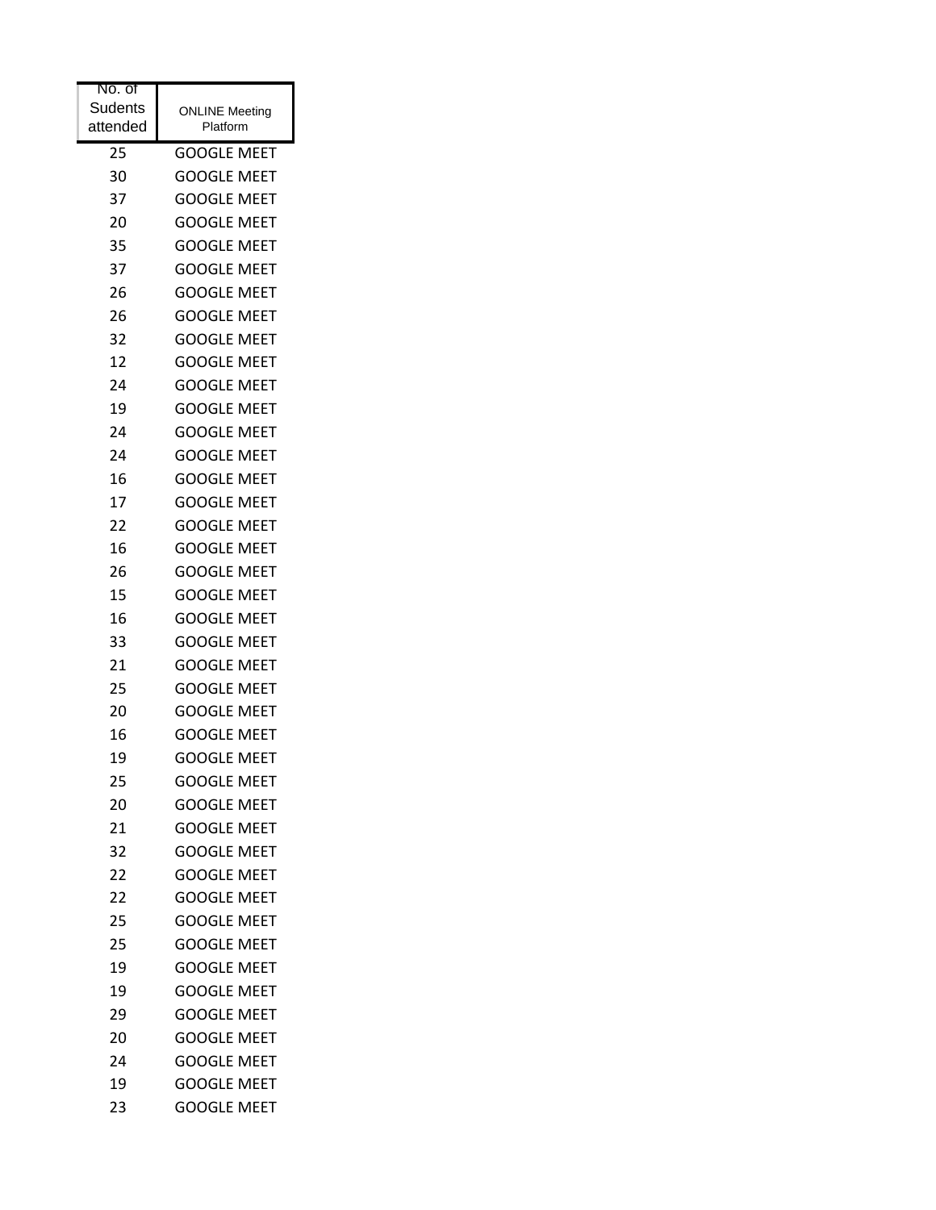| No. of Sudents attended | ONLINE Meeting Platform |
|---|---|
| 25 | GOOGLE MEET |
| 30 | GOOGLE MEET |
| 37 | GOOGLE MEET |
| 20 | GOOGLE MEET |
| 35 | GOOGLE MEET |
| 37 | GOOGLE MEET |
| 26 | GOOGLE MEET |
| 26 | GOOGLE MEET |
| 32 | GOOGLE MEET |
| 12 | GOOGLE MEET |
| 24 | GOOGLE MEET |
| 19 | GOOGLE MEET |
| 24 | GOOGLE MEET |
| 24 | GOOGLE MEET |
| 16 | GOOGLE MEET |
| 17 | GOOGLE MEET |
| 22 | GOOGLE MEET |
| 16 | GOOGLE MEET |
| 26 | GOOGLE MEET |
| 15 | GOOGLE MEET |
| 16 | GOOGLE MEET |
| 33 | GOOGLE MEET |
| 21 | GOOGLE MEET |
| 25 | GOOGLE MEET |
| 20 | GOOGLE MEET |
| 16 | GOOGLE MEET |
| 19 | GOOGLE MEET |
| 25 | GOOGLE MEET |
| 20 | GOOGLE MEET |
| 21 | GOOGLE MEET |
| 32 | GOOGLE MEET |
| 22 | GOOGLE MEET |
| 22 | GOOGLE MEET |
| 25 | GOOGLE MEET |
| 25 | GOOGLE MEET |
| 19 | GOOGLE MEET |
| 19 | GOOGLE MEET |
| 29 | GOOGLE MEET |
| 20 | GOOGLE MEET |
| 24 | GOOGLE MEET |
| 19 | GOOGLE MEET |
| 23 | GOOGLE MEET |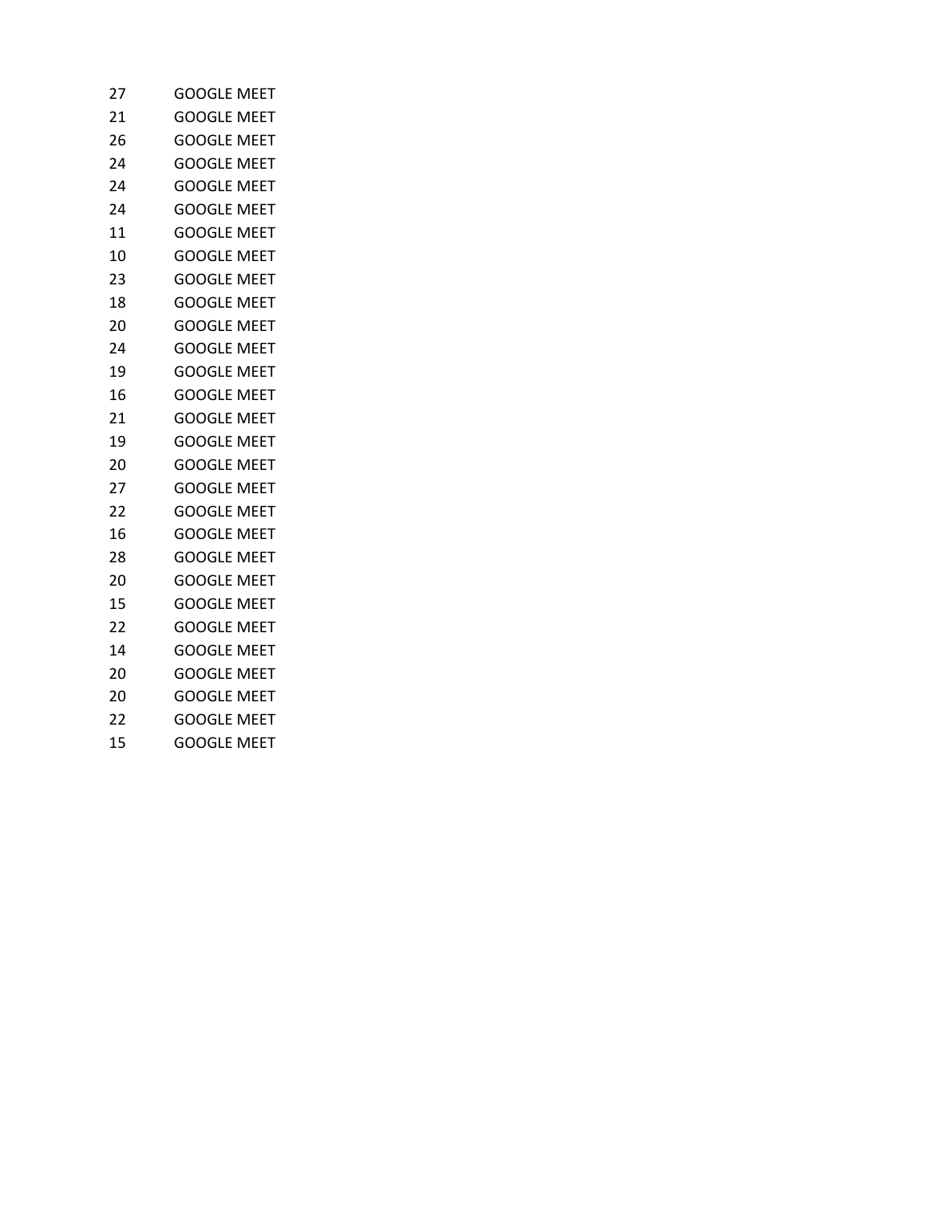| | |
|---|---|
| 27 | GOOGLE MEET |
| 21 | GOOGLE MEET |
| 26 | GOOGLE MEET |
| 24 | GOOGLE MEET |
| 24 | GOOGLE MEET |
| 24 | GOOGLE MEET |
| 11 | GOOGLE MEET |
| 10 | GOOGLE MEET |
| 23 | GOOGLE MEET |
| 18 | GOOGLE MEET |
| 20 | GOOGLE MEET |
| 24 | GOOGLE MEET |
| 19 | GOOGLE MEET |
| 16 | GOOGLE MEET |
| 21 | GOOGLE MEET |
| 19 | GOOGLE MEET |
| 20 | GOOGLE MEET |
| 27 | GOOGLE MEET |
| 22 | GOOGLE MEET |
| 16 | GOOGLE MEET |
| 28 | GOOGLE MEET |
| 20 | GOOGLE MEET |
| 15 | GOOGLE MEET |
| 22 | GOOGLE MEET |
| 14 | GOOGLE MEET |
| 20 | GOOGLE MEET |
| 20 | GOOGLE MEET |
| 22 | GOOGLE MEET |
| 15 | GOOGLE MEET |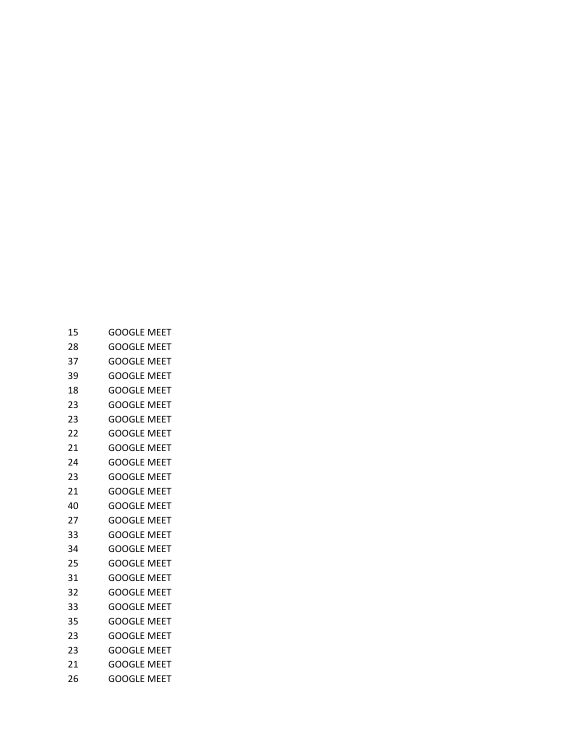| | |
|---|---|
| 15 | GOOGLE MEET |
| 28 | GOOGLE MEET |
| 37 | GOOGLE MEET |
| 39 | GOOGLE MEET |
| 18 | GOOGLE MEET |
| 23 | GOOGLE MEET |
| 23 | GOOGLE MEET |
| 22 | GOOGLE MEET |
| 21 | GOOGLE MEET |
| 24 | GOOGLE MEET |
| 23 | GOOGLE MEET |
| 21 | GOOGLE MEET |
| 40 | GOOGLE MEET |
| 27 | GOOGLE MEET |
| 33 | GOOGLE MEET |
| 34 | GOOGLE MEET |
| 25 | GOOGLE MEET |
| 31 | GOOGLE MEET |
| 32 | GOOGLE MEET |
| 33 | GOOGLE MEET |
| 35 | GOOGLE MEET |
| 23 | GOOGLE MEET |
| 23 | GOOGLE MEET |
| 21 | GOOGLE MEET |
| 26 | GOOGLE MEET |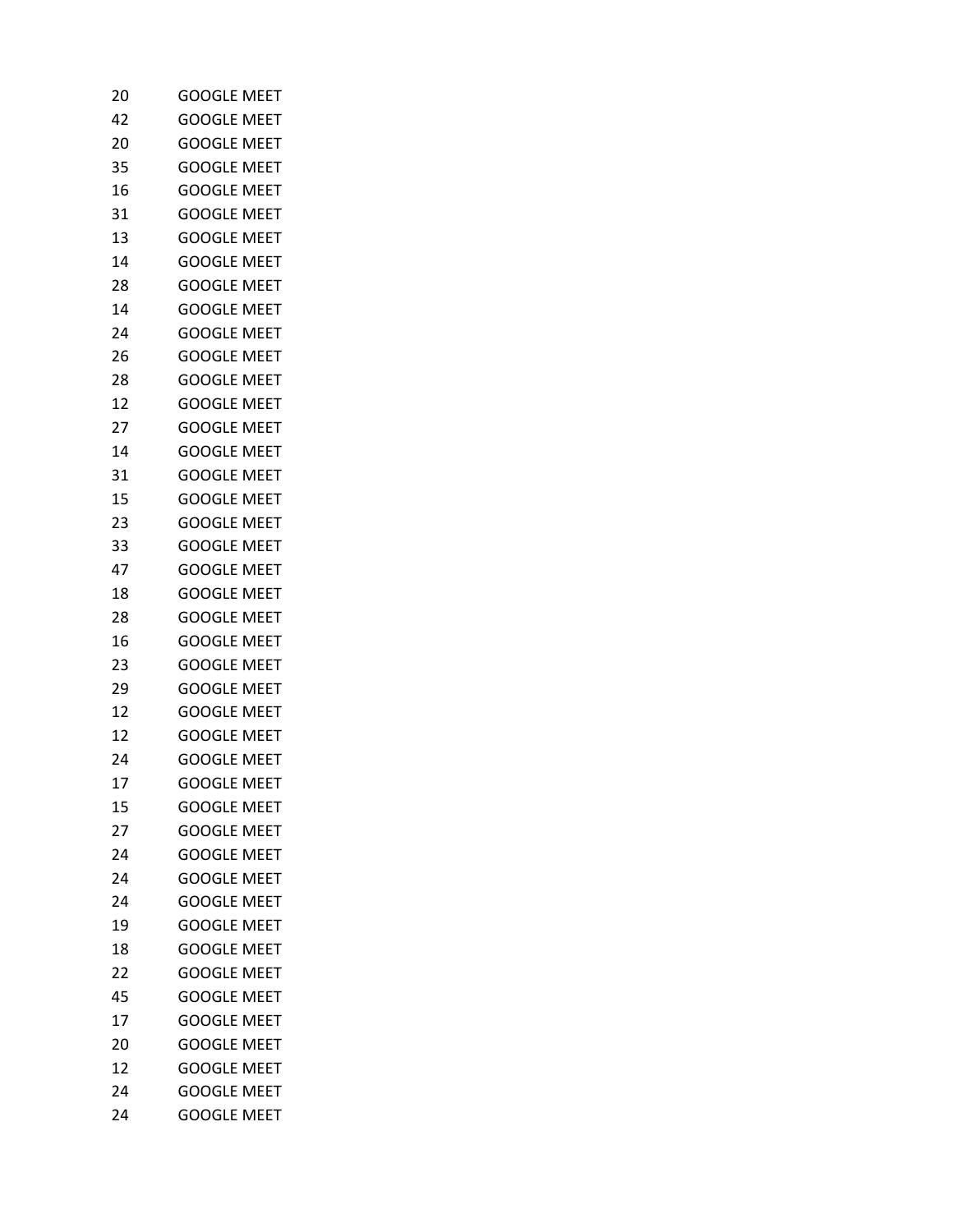| | |
|---|---|
| 20 | GOOGLE MEET |
| 42 | GOOGLE MEET |
| 20 | GOOGLE MEET |
| 35 | GOOGLE MEET |
| 16 | GOOGLE MEET |
| 31 | GOOGLE MEET |
| 13 | GOOGLE MEET |
| 14 | GOOGLE MEET |
| 28 | GOOGLE MEET |
| 14 | GOOGLE MEET |
| 24 | GOOGLE MEET |
| 26 | GOOGLE MEET |
| 28 | GOOGLE MEET |
| 12 | GOOGLE MEET |
| 27 | GOOGLE MEET |
| 14 | GOOGLE MEET |
| 31 | GOOGLE MEET |
| 15 | GOOGLE MEET |
| 23 | GOOGLE MEET |
| 33 | GOOGLE MEET |
| 47 | GOOGLE MEET |
| 18 | GOOGLE MEET |
| 28 | GOOGLE MEET |
| 16 | GOOGLE MEET |
| 23 | GOOGLE MEET |
| 29 | GOOGLE MEET |
| 12 | GOOGLE MEET |
| 12 | GOOGLE MEET |
| 24 | GOOGLE MEET |
| 17 | GOOGLE MEET |
| 15 | GOOGLE MEET |
| 27 | GOOGLE MEET |
| 24 | GOOGLE MEET |
| 24 | GOOGLE MEET |
| 24 | GOOGLE MEET |
| 19 | GOOGLE MEET |
| 18 | GOOGLE MEET |
| 22 | GOOGLE MEET |
| 45 | GOOGLE MEET |
| 17 | GOOGLE MEET |
| 20 | GOOGLE MEET |
| 12 | GOOGLE MEET |
| 24 | GOOGLE MEET |
| 24 | GOOGLE MEET |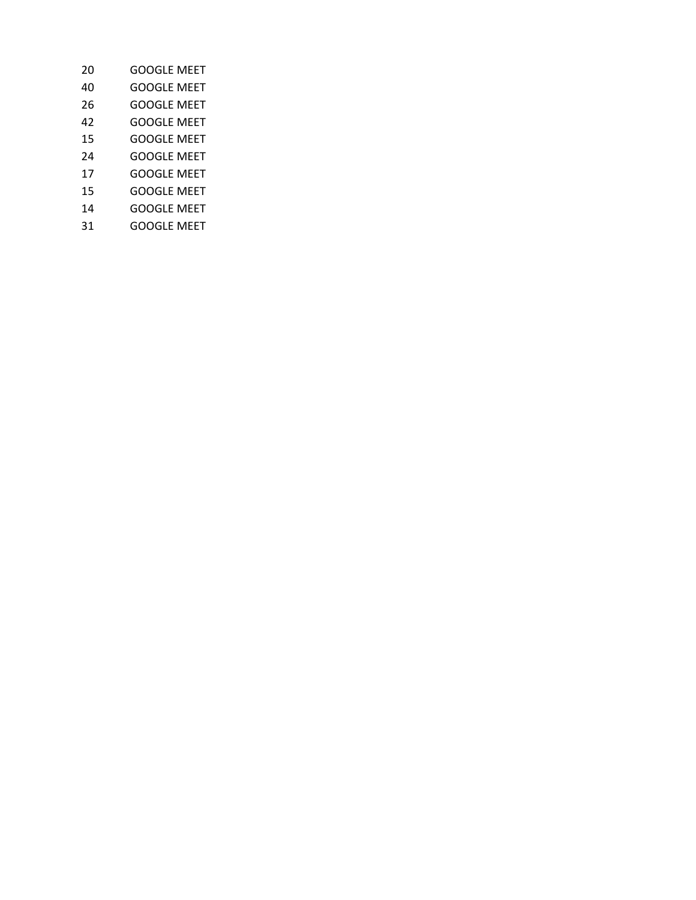| | |
|---|---|
| 20 | GOOGLE MEET |
| 40 | GOOGLE MEET |
| 26 | GOOGLE MEET |
| 42 | GOOGLE MEET |
| 15 | GOOGLE MEET |
| 24 | GOOGLE MEET |
| 17 | GOOGLE MEET |
| 15 | GOOGLE MEET |
| 14 | GOOGLE MEET |
| 31 | GOOGLE MEET |